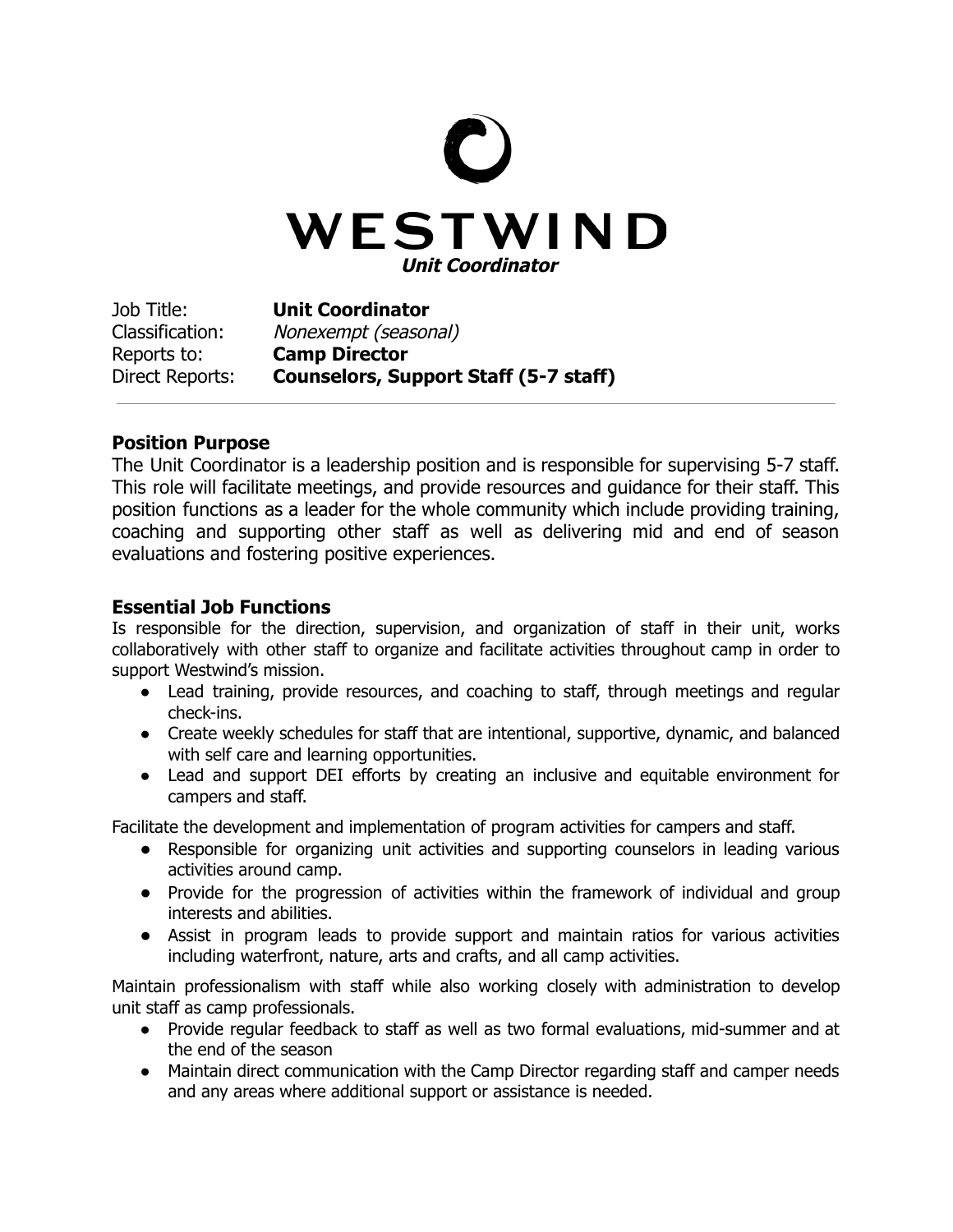# WESTWIND

***Unit Coordinator***

Job Title: **Unit Coordinator**
Classification: *Nonexempt (seasonal)*
Reports to: **Camp Director**
Direct Reports: **Counselors, Support Staff (5-7 staff)**

---

## Position Purpose

The Unit Coordinator is a leadership position and is responsible for supervising 5-7 staff. This role will facilitate meetings, and provide resources and guidance for their staff. This position functions as a leader for the whole community which include providing training, coaching and supporting other staff as well as delivering mid and end of season evaluations and fostering positive experiences.

## Essential Job Functions

Is responsible for the direction, supervision, and organization of staff in their unit, works collaboratively with other staff to organize and facilitate activities throughout camp in order to support Westwind's mission.

- Lead training, provide resources, and coaching to staff, through meetings and regular check-ins.
- Create weekly schedules for staff that are intentional, supportive, dynamic, and balanced with self care and learning opportunities.
- Lead and support DEI efforts by creating an inclusive and equitable environment for campers and staff.

Facilitate the development and implementation of program activities for campers and staff.

- Responsible for organizing unit activities and supporting counselors in leading various activities around camp.
- Provide for the progression of activities within the framework of individual and group interests and abilities.
- Assist in program leads to provide support and maintain ratios for various activities including waterfront, nature, arts and crafts, and all camp activities.

Maintain professionalism with staff while also working closely with administration to develop unit staff as camp professionals.

- Provide regular feedback to staff as well as two formal evaluations, mid-summer and at the end of the season
- Maintain direct communication with the Camp Director regarding staff and camper needs and any areas where additional support or assistance is needed.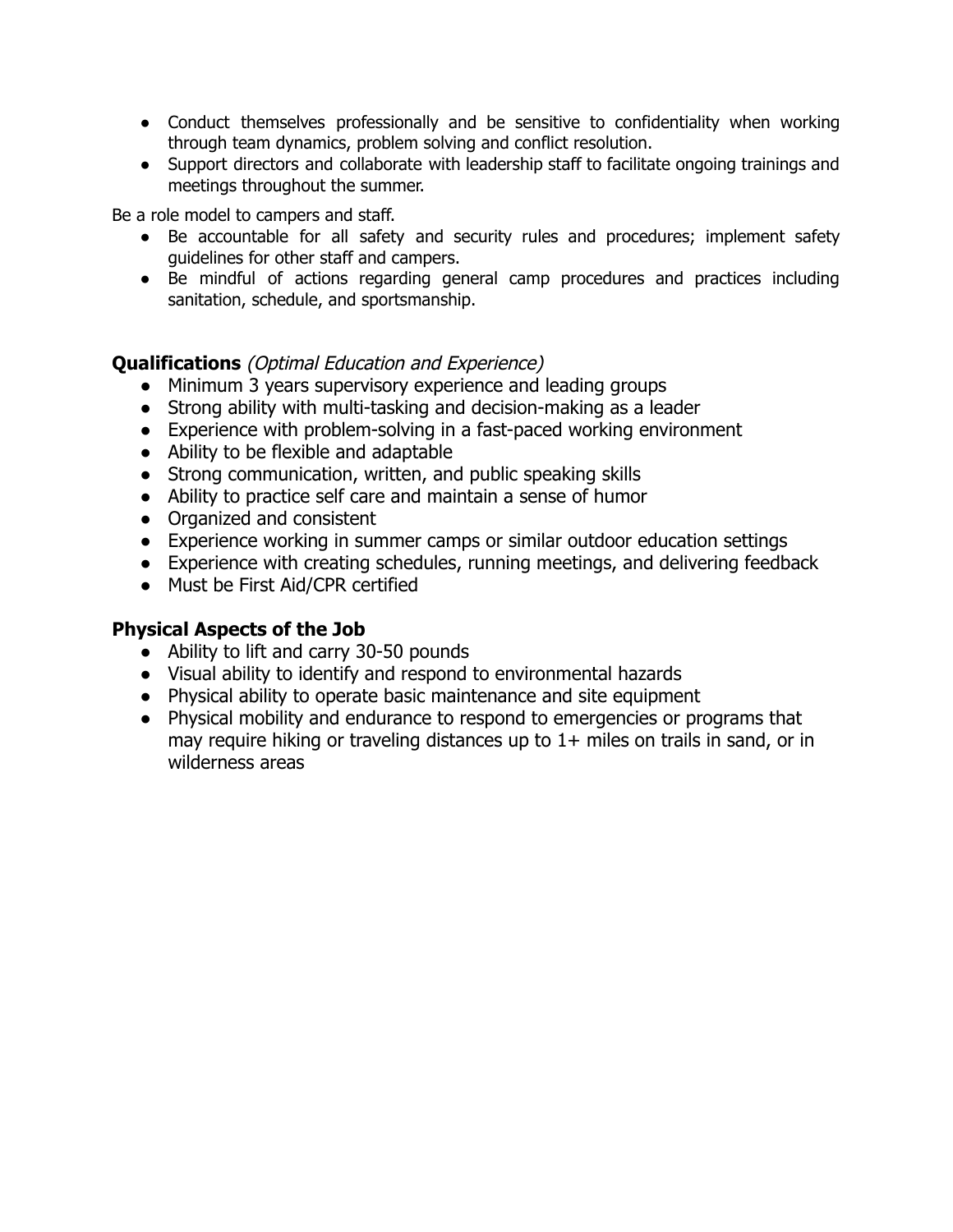- Conduct themselves professionally and be sensitive to confidentiality when working through team dynamics, problem solving and conflict resolution.
- Support directors and collaborate with leadership staff to facilitate ongoing trainings and meetings throughout the summer.

Be a role model to campers and staff.

- Be accountable for all safety and security rules and procedures; implement safety guidelines for other staff and campers.
- Be mindful of actions regarding general camp procedures and practices including sanitation, schedule, and sportsmanship.

### **Qualifications** *(Optimal Education and Experience)*

- Minimum 3 years supervisory experience and leading groups
- Strong ability with multi-tasking and decision-making as a leader
- Experience with problem-solving in a fast-paced working environment
- Ability to be flexible and adaptable
- Strong communication, written, and public speaking skills
- Ability to practice self care and maintain a sense of humor
- Organized and consistent
- Experience working in summer camps or similar outdoor education settings
- Experience with creating schedules, running meetings, and delivering feedback
- Must be First Aid/CPR certified

### **Physical Aspects of the Job**

- Ability to lift and carry 30-50 pounds
- Visual ability to identify and respond to environmental hazards
- Physical ability to operate basic maintenance and site equipment
- Physical mobility and endurance to respond to emergencies or programs that may require hiking or traveling distances up to 1+ miles on trails in sand, or in wilderness areas